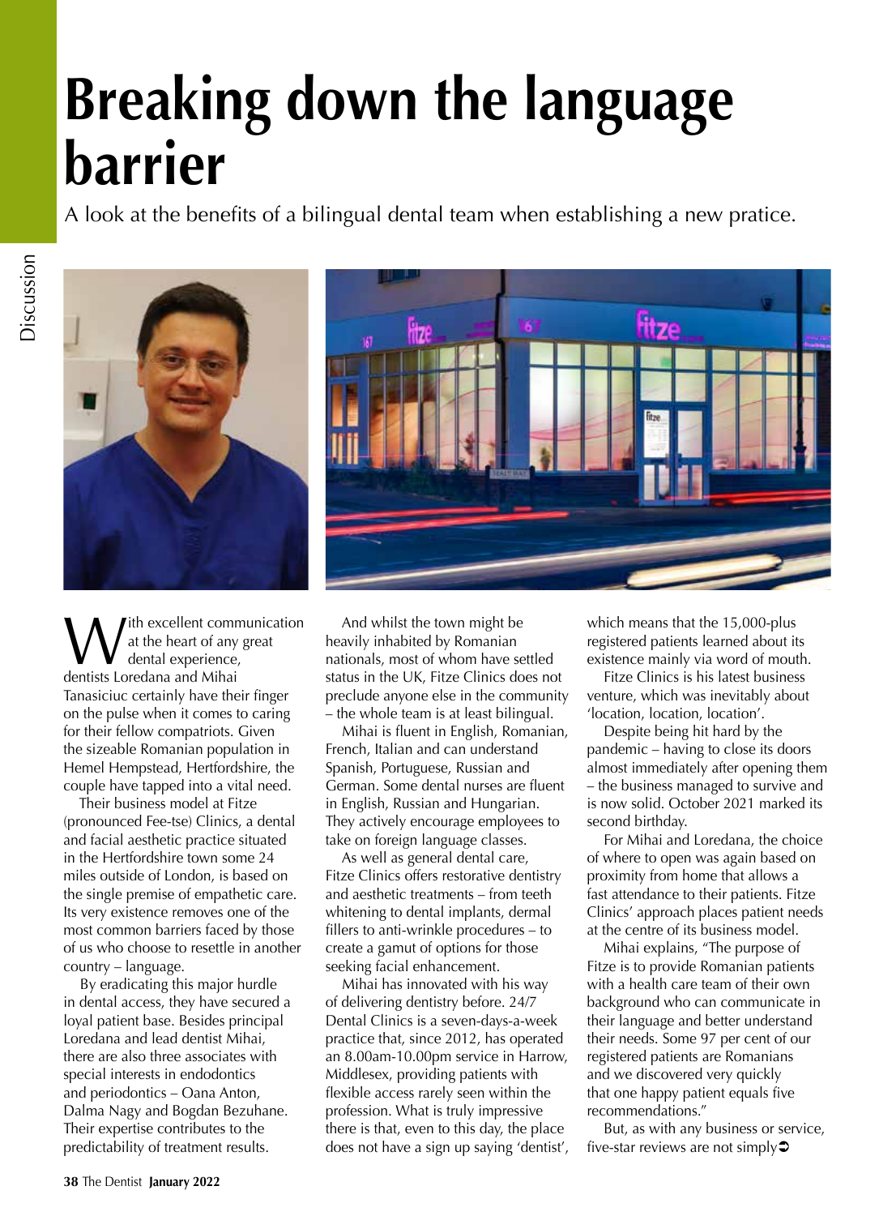# Breaking down the language barrier

A look at the benefits of a bilingual dental team when establishing a new pratice.

With excellent communication at the heart of any great dental experience, dentists Loredana and Mihai Tanasiciuc certainly have their finger on the pulse when it comes to caring for their fellow compatriots. Given the sizeable Romanian population in Hemel Hempstead, Hertfordshire, the couple have tapped into a vital need.

Their business model at Fitze (pronounced Fee-tse) Clinics, a dental and facial aesthetic practice situated in the Hertfordshire town some 24 miles outside of London, is based on the single premise of empathetic care. Its very existence removes one of the most common barriers faced by those of us who choose to resettle in another country – language.

By eradicating this major hurdle in dental access, they have secured a loyal patient base. Besides principal Loredana and lead dentist Mihai, there are also three associates with special interests in endodontics and periodontics – Oana Anton, Dalma Nagy and Bogdan Bezuhane. Their expertise contributes to the predictability of treatment results.

And whilst the town might be heavily inhabited by Romanian nationals, most of whom have settled status in the UK, Fitze Clinics does not preclude anyone else in the community – the whole team is at least bilingual.

Mihai is fluent in English, Romanian, French, Italian and can understand Spanish, Portuguese, Russian and German. Some dental nurses are fluent in English, Russian and Hungarian. They actively encourage employees to take on foreign language classes.

As well as general dental care, Fitze Clinics offers restorative dentistry and aesthetic treatments – from teeth whitening to dental implants, dermal fillers to anti-wrinkle procedures – to create a gamut of options for those seeking facial enhancement.

Mihai has innovated with his way of delivering dentistry before. 24/7 Dental Clinics is a seven-days-a-week practice that, since 2012, has operated an 8.00am-10.00pm service in Harrow, Middlesex, providing patients with flexible access rarely seen within the profession. What is truly impressive there is that, even to this day, the place does not have a sign up saying 'dentist', which means that the 15,000-plus registered patients learned about its existence mainly via word of mouth.

Fitze Clinics is his latest business venture, which was inevitably about 'location, location, location'.

Despite being hit hard by the pandemic – having to close its doors almost immediately after opening them – the business managed to survive and is now solid. October 2021 marked its second birthday.

For Mihai and Loredana, the choice of where to open was again based on proximity from home that allows a fast attendance to their patients. Fitze Clinics' approach places patient needs at the centre of its business model.

Mihai explains, "The purpose of Fitze is to provide Romanian patients with a health care team of their own background who can communicate in their language and better understand their needs. Some 97 per cent of our registered patients are Romanians and we discovered very quickly that one happy patient equals five recommendations."

But, as with any business or service, five-star reviews are not simply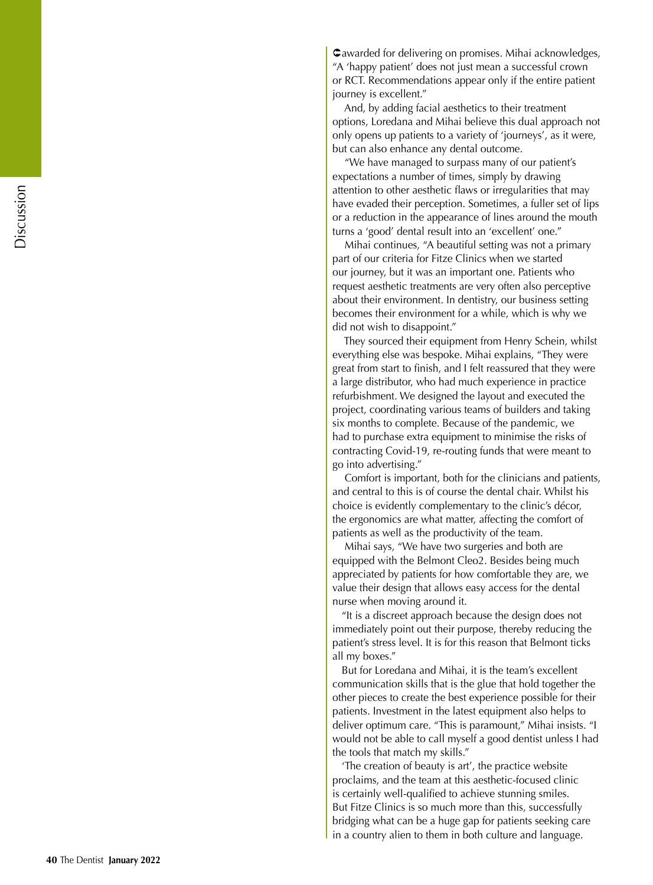awarded for delivering on promises. Mihai acknowledges, "A 'happy patient' does not just mean a successful crown or RCT. Recommendations appear only if the entire patient journey is excellent."

And, by adding facial aesthetics to their treatment options, Loredana and Mihai believe this dual approach not only opens up patients to a variety of 'journeys', as it were, but can also enhance any dental outcome.

"We have managed to surpass many of our patient's expectations a number of times, simply by drawing attention to other aesthetic flaws or irregularities that may have evaded their perception. Sometimes, a fuller set of lips or a reduction in the appearance of lines around the mouth turns a 'good' dental result into an 'excellent' one."

Mihai continues, "A beautiful setting was not a primary part of our criteria for Fitze Clinics when we started our journey, but it was an important one. Patients who request aesthetic treatments are very often also perceptive about their environment. In dentistry, our business setting becomes their environment for a while, which is why we did not wish to disappoint."

They sourced their equipment from Henry Schein, whilst everything else was bespoke. Mihai explains, "They were great from start to finish, and I felt reassured that they were a large distributor, who had much experience in practice refurbishment. We designed the layout and executed the project, coordinating various teams of builders and taking six months to complete. Because of the pandemic, we had to purchase extra equipment to minimise the risks of contracting Covid-19, re-routing funds that were meant to go into advertising."

Comfort is important, both for the clinicians and patients, and central to this is of course the dental chair. Whilst his choice is evidently complementary to the clinic's décor, the ergonomics are what matter, affecting the comfort of patients as well as the productivity of the team.

Mihai says, "We have two surgeries and both are equipped with the Belmont Cleo2. Besides being much appreciated by patients for how comfortable they are, we value their design that allows easy access for the dental nurse when moving around it.

"It is a discreet approach because the design does not immediately point out their purpose, thereby reducing the patient's stress level. It is for this reason that Belmont ticks all my boxes."

But for Loredana and Mihai, it is the team's excellent communication skills that is the glue that hold together the other pieces to create the best experience possible for their patients. Investment in the latest equipment also helps to deliver optimum care. "This is paramount," Mihai insists. "I would not be able to call myself a good dentist unless I had the tools that match my skills."

'The creation of beauty is art', the practice website proclaims, and the team at this aesthetic-focused clinic is certainly well-qualified to achieve stunning smiles. But Fitze Clinics is so much more than this, successfully bridging what can be a huge gap for patients seeking care in a country alien to them in both culture and language.